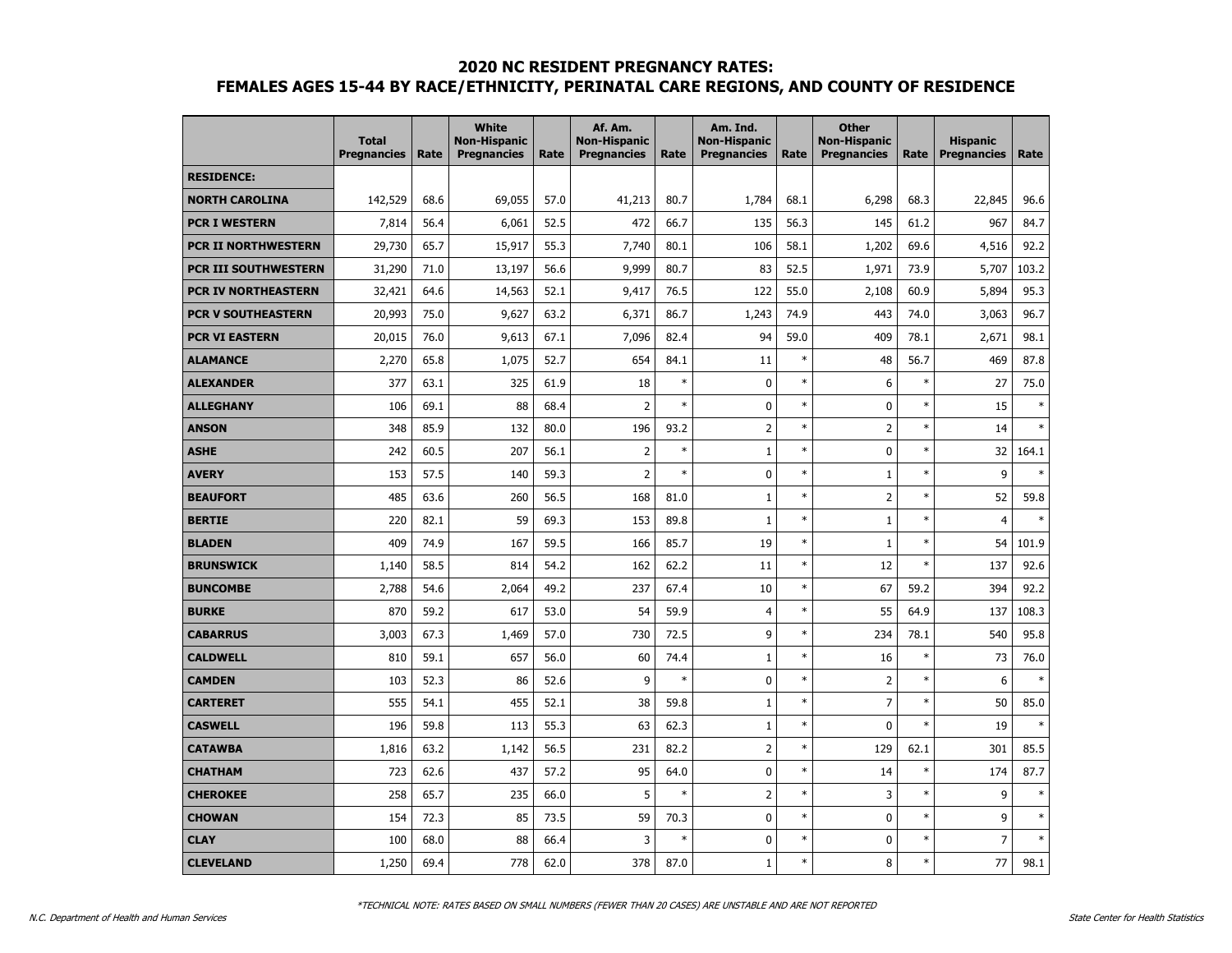## 2020 NC RESIDENT PREGNANCY RATES:
## FEMALES AGES 15-44 BY RACE/ETHNICITY, PERINATAL CARE REGIONS, AND COUNTY OF RESIDENCE

| | Total Pregnancies | Rate | White Non-Hispanic Pregnancies | Rate | Af. Am. Non-Hispanic Pregnancies | Rate | Am. Ind. Non-Hispanic Pregnancies | Rate | Other Non-Hispanic Pregnancies | Rate | Hispanic Pregnancies | Rate |
|---|---|---|---|---|---|---|---|---|---|---|---|---|
| **RESIDENCE:** | | | | | | | | | | | | |
| **NORTH CAROLINA** | 142,529 | 68.6 | 69,055 | 57.0 | 41,213 | 80.7 | 1,784 | 68.1 | 6,298 | 68.3 | 22,845 | 96.6 |
| **PCR I WESTERN** | 7,814 | 56.4 | 6,061 | 52.5 | 472 | 66.7 | 135 | 56.3 | 145 | 61.2 | 967 | 84.7 |
| **PCR II NORTHWESTERN** | 29,730 | 65.7 | 15,917 | 55.3 | 7,740 | 80.1 | 106 | 58.1 | 1,202 | 69.6 | 4,516 | 92.2 |
| **PCR III SOUTHWESTERN** | 31,290 | 71.0 | 13,197 | 56.6 | 9,999 | 80.7 | 83 | 52.5 | 1,971 | 73.9 | 5,707 | 103.2 |
| **PCR IV NORTHEASTERN** | 32,421 | 64.6 | 14,563 | 52.1 | 9,417 | 76.5 | 122 | 55.0 | 2,108 | 60.9 | 5,894 | 95.3 |
| **PCR V SOUTHEASTERN** | 20,993 | 75.0 | 9,627 | 63.2 | 6,371 | 86.7 | 1,243 | 74.9 | 443 | 74.0 | 3,063 | 96.7 |
| **PCR VI EASTERN** | 20,015 | 76.0 | 9,613 | 67.1 | 7,096 | 82.4 | 94 | 59.0 | 409 | 78.1 | 2,671 | 98.1 |
| **ALAMANCE** | 2,270 | 65.8 | 1,075 | 52.7 | 654 | 84.1 | 11 | * | 48 | 56.7 | 469 | 87.8 |
| **ALEXANDER** | 377 | 63.1 | 325 | 61.9 | 18 | * | 0 | * | 6 | * | 27 | 75.0 |
| **ALLEGHANY** | 106 | 69.1 | 88 | 68.4 | 2 | * | 0 | * | 0 | * | 15 | * |
| **ANSON** | 348 | 85.9 | 132 | 80.0 | 196 | 93.2 | 2 | * | 2 | * | 14 | * |
| **ASHE** | 242 | 60.5 | 207 | 56.1 | 2 | * | 1 | * | 0 | * | 32 | 164.1 |
| **AVERY** | 153 | 57.5 | 140 | 59.3 | 2 | * | 0 | * | 1 | * | 9 | * |
| **BEAUFORT** | 485 | 63.6 | 260 | 56.5 | 168 | 81.0 | 1 | * | 2 | * | 52 | 59.8 |
| **BERTIE** | 220 | 82.1 | 59 | 69.3 | 153 | 89.8 | 1 | * | 1 | * | 4 | * |
| **BLADEN** | 409 | 74.9 | 167 | 59.5 | 166 | 85.7 | 19 | * | 1 | * | 54 | 101.9 |
| **BRUNSWICK** | 1,140 | 58.5 | 814 | 54.2 | 162 | 62.2 | 11 | * | 12 | * | 137 | 92.6 |
| **BUNCOMBE** | 2,788 | 54.6 | 2,064 | 49.2 | 237 | 67.4 | 10 | * | 67 | 59.2 | 394 | 92.2 |
| **BURKE** | 870 | 59.2 | 617 | 53.0 | 54 | 59.9 | 4 | * | 55 | 64.9 | 137 | 108.3 |
| **CABARRUS** | 3,003 | 67.3 | 1,469 | 57.0 | 730 | 72.5 | 9 | * | 234 | 78.1 | 540 | 95.8 |
| **CALDWELL** | 810 | 59.1 | 657 | 56.0 | 60 | 74.4 | 1 | * | 16 | * | 73 | 76.0 |
| **CAMDEN** | 103 | 52.3 | 86 | 52.6 | 9 | * | 0 | * | 2 | * | 6 | * |
| **CARTERET** | 555 | 54.1 | 455 | 52.1 | 38 | 59.8 | 1 | * | 7 | * | 50 | 85.0 |
| **CASWELL** | 196 | 59.8 | 113 | 55.3 | 63 | 62.3 | 1 | * | 0 | * | 19 | * |
| **CATAWBA** | 1,816 | 63.2 | 1,142 | 56.5 | 231 | 82.2 | 2 | * | 129 | 62.1 | 301 | 85.5 |
| **CHATHAM** | 723 | 62.6 | 437 | 57.2 | 95 | 64.0 | 0 | * | 14 | * | 174 | 87.7 |
| **CHEROKEE** | 258 | 65.7 | 235 | 66.0 | 5 | * | 2 | * | 3 | * | 9 | * |
| **CHOWAN** | 154 | 72.3 | 85 | 73.5 | 59 | 70.3 | 0 | * | 0 | * | 9 | * |
| **CLAY** | 100 | 68.0 | 88 | 66.4 | 3 | * | 0 | * | 0 | * | 7 | * |
| **CLEVELAND** | 1,250 | 69.4 | 778 | 62.0 | 378 | 87.0 | 1 | * | 8 | * | 77 | 98.1 |

*\*TECHNICAL NOTE: RATES BASED ON SMALL NUMBERS (FEWER THAN 20 CASES) ARE UNSTABLE AND ARE NOT REPORTED*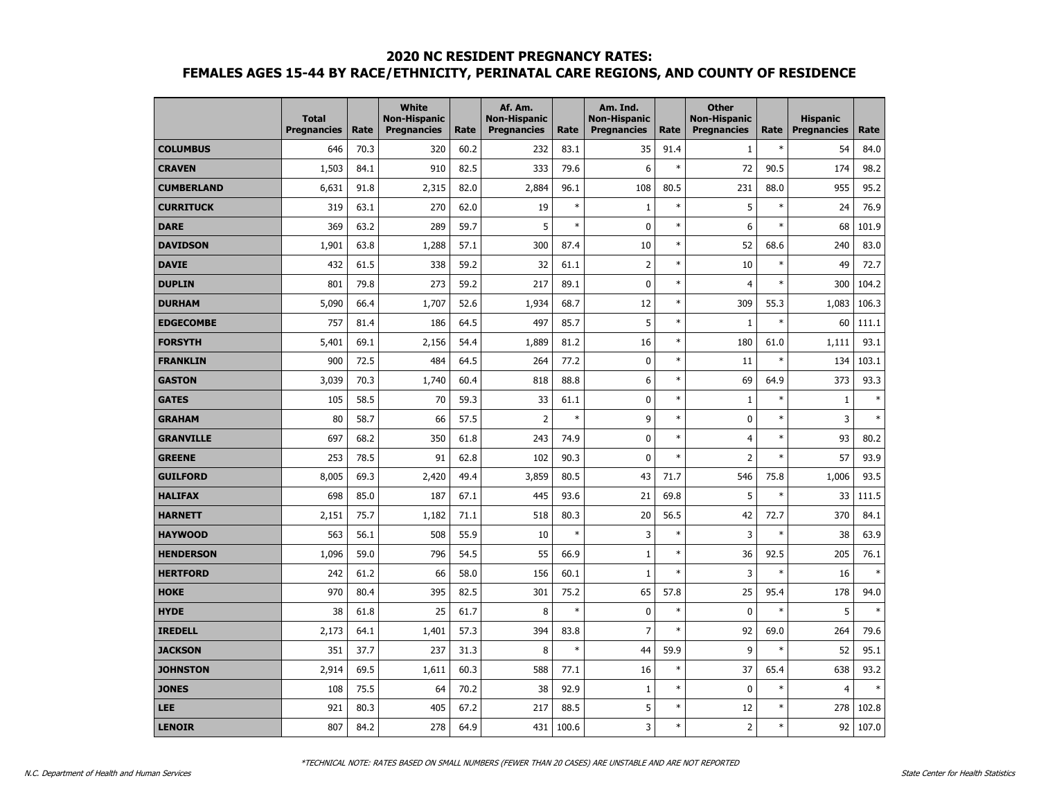# 2020 NC RESIDENT PREGNANCY RATES: FEMALES AGES 15-44 BY RACE/ETHNICITY, PERINATAL CARE REGIONS, AND COUNTY OF RESIDENCE

| | Total Pregnancies | Rate | White Non-Hispanic Pregnancies | Rate | Af. Am. Non-Hispanic Pregnancies | Rate | Am. Ind. Non-Hispanic Pregnancies | Rate | Other Non-Hispanic Pregnancies | Rate | Hispanic Pregnancies | Rate |
|---|---|---|---|---|---|---|---|---|---|---|---|---|
| **COLUMBUS** | 646 | 70.3 | 320 | 60.2 | 232 | 83.1 | 35 | 91.4 | 1 | * | 54 | 84.0 |
| **CRAVEN** | 1,503 | 84.1 | 910 | 82.5 | 333 | 79.6 | 6 | * | 72 | 90.5 | 174 | 98.2 |
| **CUMBERLAND** | 6,631 | 91.8 | 2,315 | 82.0 | 2,884 | 96.1 | 108 | 80.5 | 231 | 88.0 | 955 | 95.2 |
| **CURRITUCK** | 319 | 63.1 | 270 | 62.0 | 19 | * | 1 | * | 5 | * | 24 | 76.9 |
| **DARE** | 369 | 63.2 | 289 | 59.7 | 5 | * | 0 | * | 6 | * | 68 | 101.9 |
| **DAVIDSON** | 1,901 | 63.8 | 1,288 | 57.1 | 300 | 87.4 | 10 | * | 52 | 68.6 | 240 | 83.0 |
| **DAVIE** | 432 | 61.5 | 338 | 59.2 | 32 | 61.1 | 2 | * | 10 | * | 49 | 72.7 |
| **DUPLIN** | 801 | 79.8 | 273 | 59.2 | 217 | 89.1 | 0 | * | 4 | * | 300 | 104.2 |
| **DURHAM** | 5,090 | 66.4 | 1,707 | 52.6 | 1,934 | 68.7 | 12 | * | 309 | 55.3 | 1,083 | 106.3 |
| **EDGECOMBE** | 757 | 81.4 | 186 | 64.5 | 497 | 85.7 | 5 | * | 1 | * | 60 | 111.1 |
| **FORSYTH** | 5,401 | 69.1 | 2,156 | 54.4 | 1,889 | 81.2 | 16 | * | 180 | 61.0 | 1,111 | 93.1 |
| **FRANKLIN** | 900 | 72.5 | 484 | 64.5 | 264 | 77.2 | 0 | * | 11 | * | 134 | 103.1 |
| **GASTON** | 3,039 | 70.3 | 1,740 | 60.4 | 818 | 88.8 | 6 | * | 69 | 64.9 | 373 | 93.3 |
| **GATES** | 105 | 58.5 | 70 | 59.3 | 33 | 61.1 | 0 | * | 1 | * | 1 | * |
| **GRAHAM** | 80 | 58.7 | 66 | 57.5 | 2 | * | 9 | * | 0 | * | 3 | * |
| **GRANVILLE** | 697 | 68.2 | 350 | 61.8 | 243 | 74.9 | 0 | * | 4 | * | 93 | 80.2 |
| **GREENE** | 253 | 78.5 | 91 | 62.8 | 102 | 90.3 | 0 | * | 2 | * | 57 | 93.9 |
| **GUILFORD** | 8,005 | 69.3 | 2,420 | 49.4 | 3,859 | 80.5 | 43 | 71.7 | 546 | 75.8 | 1,006 | 93.5 |
| **HALIFAX** | 698 | 85.0 | 187 | 67.1 | 445 | 93.6 | 21 | 69.8 | 5 | * | 33 | 111.5 |
| **HARNETT** | 2,151 | 75.7 | 1,182 | 71.1 | 518 | 80.3 | 20 | 56.5 | 42 | 72.7 | 370 | 84.1 |
| **HAYWOOD** | 563 | 56.1 | 508 | 55.9 | 10 | * | 3 | * | 3 | * | 38 | 63.9 |
| **HENDERSON** | 1,096 | 59.0 | 796 | 54.5 | 55 | 66.9 | 1 | * | 36 | 92.5 | 205 | 76.1 |
| **HERTFORD** | 242 | 61.2 | 66 | 58.0 | 156 | 60.1 | 1 | * | 3 | * | 16 | * |
| **HOKE** | 970 | 80.4 | 395 | 82.5 | 301 | 75.2 | 65 | 57.8 | 25 | 95.4 | 178 | 94.0 |
| **HYDE** | 38 | 61.8 | 25 | 61.7 | 8 | * | 0 | * | 0 | * | 5 | * |
| **IREDELL** | 2,173 | 64.1 | 1,401 | 57.3 | 394 | 83.8 | 7 | * | 92 | 69.0 | 264 | 79.6 |
| **JACKSON** | 351 | 37.7 | 237 | 31.3 | 8 | * | 44 | 59.9 | 9 | * | 52 | 95.1 |
| **JOHNSTON** | 2,914 | 69.5 | 1,611 | 60.3 | 588 | 77.1 | 16 | * | 37 | 65.4 | 638 | 93.2 |
| **JONES** | 108 | 75.5 | 64 | 70.2 | 38 | 92.9 | 1 | * | 0 | * | 4 | * |
| **LEE** | 921 | 80.3 | 405 | 67.2 | 217 | 88.5 | 5 | * | 12 | * | 278 | 102.8 |
| **LENOIR** | 807 | 84.2 | 278 | 64.9 | 431 | 100.6 | 3 | * | 2 | * | 92 | 107.0 |

*TECHNICAL NOTE: RATES BASED ON SMALL NUMBERS (FEWER THAN 20 CASES) ARE UNSTABLE AND ARE NOT REPORTED

N.C. Department of Health and Human Services — State Center for Health Statistics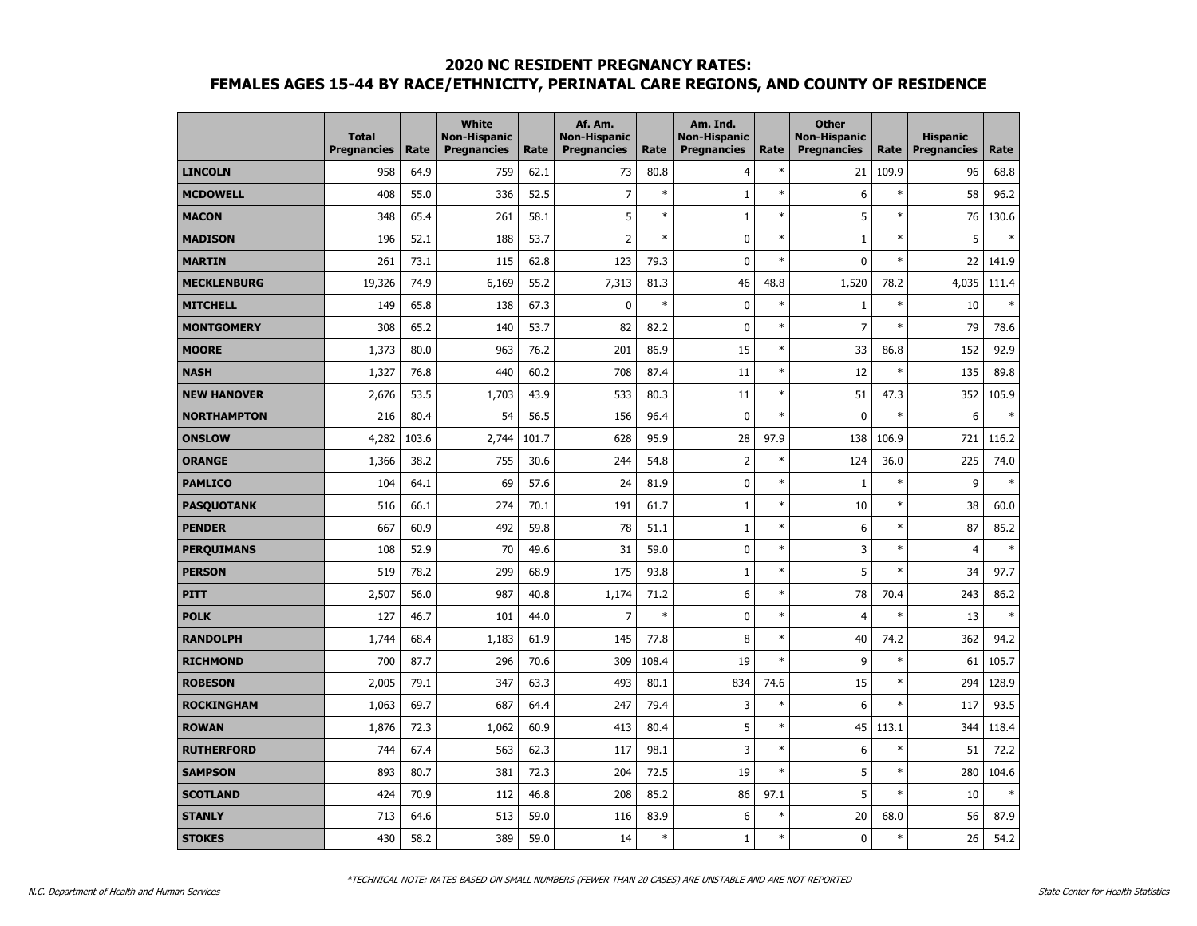## 2020 NC RESIDENT PREGNANCY RATES: FEMALES AGES 15-44 BY RACE/ETHNICITY, PERINATAL CARE REGIONS, AND COUNTY OF RESIDENCE

| | Total Pregnancies | Rate | White Non-Hispanic Pregnancies | Rate | Af. Am. Non-Hispanic Pregnancies | Rate | Am. Ind. Non-Hispanic Pregnancies | Rate | Other Non-Hispanic Pregnancies | Rate | Hispanic Pregnancies | Rate |
|---|---|---|---|---|---|---|---|---|---|---|---|---|
| **LINCOLN** | 958 | 64.9 | 759 | 62.1 | 73 | 80.8 | 4 | * | 21 | 109.9 | 96 | 68.8 |
| **MCDOWELL** | 408 | 55.0 | 336 | 52.5 | 7 | * | 1 | * | 6 | * | 58 | 96.2 |
| **MACON** | 348 | 65.4 | 261 | 58.1 | 5 | * | 1 | * | 5 | * | 76 | 130.6 |
| **MADISON** | 196 | 52.1 | 188 | 53.7 | 2 | * | 0 | * | 1 | * | 5 | * |
| **MARTIN** | 261 | 73.1 | 115 | 62.8 | 123 | 79.3 | 0 | * | 0 | * | 22 | 141.9 |
| **MECKLENBURG** | 19,326 | 74.9 | 6,169 | 55.2 | 7,313 | 81.3 | 46 | 48.8 | 1,520 | 78.2 | 4,035 | 111.4 |
| **MITCHELL** | 149 | 65.8 | 138 | 67.3 | 0 | * | 0 | * | 1 | * | 10 | * |
| **MONTGOMERY** | 308 | 65.2 | 140 | 53.7 | 82 | 82.2 | 0 | * | 7 | * | 79 | 78.6 |
| **MOORE** | 1,373 | 80.0 | 963 | 76.2 | 201 | 86.9 | 15 | * | 33 | 86.8 | 152 | 92.9 |
| **NASH** | 1,327 | 76.8 | 440 | 60.2 | 708 | 87.4 | 11 | * | 12 | * | 135 | 89.8 |
| **NEW HANOVER** | 2,676 | 53.5 | 1,703 | 43.9 | 533 | 80.3 | 11 | * | 51 | 47.3 | 352 | 105.9 |
| **NORTHAMPTON** | 216 | 80.4 | 54 | 56.5 | 156 | 96.4 | 0 | * | 0 | * | 6 | * |
| **ONSLOW** | 4,282 | 103.6 | 2,744 | 101.7 | 628 | 95.9 | 28 | 97.9 | 138 | 106.9 | 721 | 116.2 |
| **ORANGE** | 1,366 | 38.2 | 755 | 30.6 | 244 | 54.8 | 2 | * | 124 | 36.0 | 225 | 74.0 |
| **PAMLICO** | 104 | 64.1 | 69 | 57.6 | 24 | 81.9 | 0 | * | 1 | * | 9 | * |
| **PASQUOTANK** | 516 | 66.1 | 274 | 70.1 | 191 | 61.7 | 1 | * | 10 | * | 38 | 60.0 |
| **PENDER** | 667 | 60.9 | 492 | 59.8 | 78 | 51.1 | 1 | * | 6 | * | 87 | 85.2 |
| **PERQUIMANS** | 108 | 52.9 | 70 | 49.6 | 31 | 59.0 | 0 | * | 3 | * | 4 | * |
| **PERSON** | 519 | 78.2 | 299 | 68.9 | 175 | 93.8 | 1 | * | 5 | * | 34 | 97.7 |
| **PITT** | 2,507 | 56.0 | 987 | 40.8 | 1,174 | 71.2 | 6 | * | 78 | 70.4 | 243 | 86.2 |
| **POLK** | 127 | 46.7 | 101 | 44.0 | 7 | * | 0 | * | 4 | * | 13 | * |
| **RANDOLPH** | 1,744 | 68.4 | 1,183 | 61.9 | 145 | 77.8 | 8 | * | 40 | 74.2 | 362 | 94.2 |
| **RICHMOND** | 700 | 87.7 | 296 | 70.6 | 309 | 108.4 | 19 | * | 9 | * | 61 | 105.7 |
| **ROBESON** | 2,005 | 79.1 | 347 | 63.3 | 493 | 80.1 | 834 | 74.6 | 15 | * | 294 | 128.9 |
| **ROCKINGHAM** | 1,063 | 69.7 | 687 | 64.4 | 247 | 79.4 | 3 | * | 6 | * | 117 | 93.5 |
| **ROWAN** | 1,876 | 72.3 | 1,062 | 60.9 | 413 | 80.4 | 5 | * | 45 | 113.1 | 344 | 118.4 |
| **RUTHERFORD** | 744 | 67.4 | 563 | 62.3 | 117 | 98.1 | 3 | * | 6 | * | 51 | 72.2 |
| **SAMPSON** | 893 | 80.7 | 381 | 72.3 | 204 | 72.5 | 19 | * | 5 | * | 280 | 104.6 |
| **SCOTLAND** | 424 | 70.9 | 112 | 46.8 | 208 | 85.2 | 86 | 97.1 | 5 | * | 10 | * |
| **STANLY** | 713 | 64.6 | 513 | 59.0 | 116 | 83.9 | 6 | * | 20 | 68.0 | 56 | 87.9 |
| **STOKES** | 430 | 58.2 | 389 | 59.0 | 14 | * | 1 | * | 0 | * | 26 | 54.2 |

*TECHNICAL NOTE: RATES BASED ON SMALL NUMBERS (FEWER THAN 20 CASES) ARE UNSTABLE AND ARE NOT REPORTED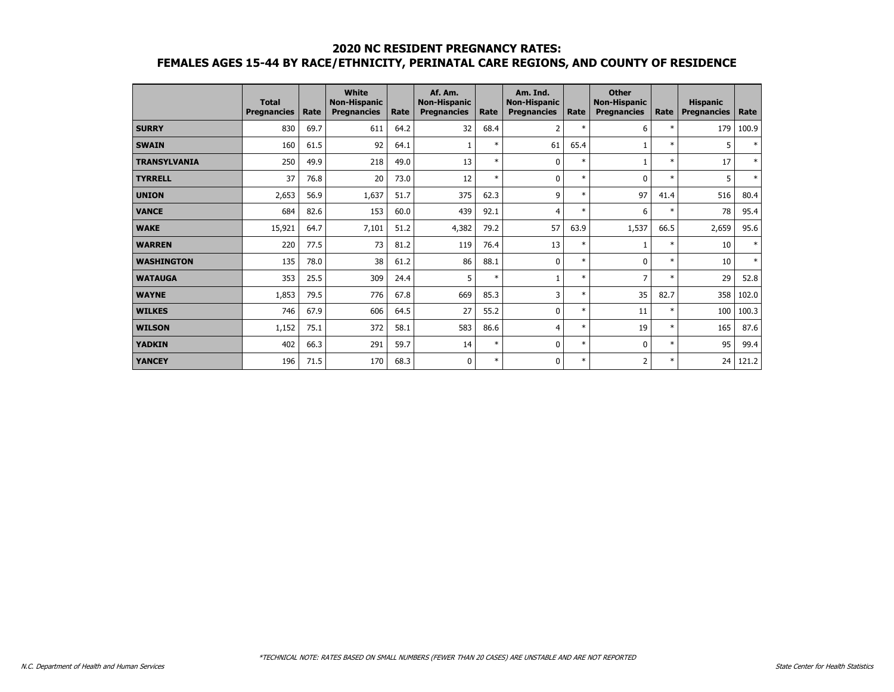## 2020 NC RESIDENT PREGNANCY RATES:
## FEMALES AGES 15-44 BY RACE/ETHNICITY, PERINATAL CARE REGIONS, AND COUNTY OF RESIDENCE

| | Total Pregnancies | Rate | White Non-Hispanic Pregnancies | Rate | Af. Am. Non-Hispanic Pregnancies | Rate | Am. Ind. Non-Hispanic Pregnancies | Rate | Other Non-Hispanic Pregnancies | Rate | Hispanic Pregnancies | Rate |
|---|---|---|---|---|---|---|---|---|---|---|---|---|
| **SURRY** | 830 | 69.7 | 611 | 64.2 | 32 | 68.4 | 2 | * | 6 | * | 179 | 100.9 |
| **SWAIN** | 160 | 61.5 | 92 | 64.1 | 1 | * | 61 | 65.4 | 1 | * | 5 | * |
| **TRANSYLVANIA** | 250 | 49.9 | 218 | 49.0 | 13 | * | 0 | * | 1 | * | 17 | * |
| **TYRRELL** | 37 | 76.8 | 20 | 73.0 | 12 | * | 0 | * | 0 | * | 5 | * |
| **UNION** | 2,653 | 56.9 | 1,637 | 51.7 | 375 | 62.3 | 9 | * | 97 | 41.4 | 516 | 80.4 |
| **VANCE** | 684 | 82.6 | 153 | 60.0 | 439 | 92.1 | 4 | * | 6 | * | 78 | 95.4 |
| **WAKE** | 15,921 | 64.7 | 7,101 | 51.2 | 4,382 | 79.2 | 57 | 63.9 | 1,537 | 66.5 | 2,659 | 95.6 |
| **WARREN** | 220 | 77.5 | 73 | 81.2 | 119 | 76.4 | 13 | * | 1 | * | 10 | * |
| **WASHINGTON** | 135 | 78.0 | 38 | 61.2 | 86 | 88.1 | 0 | * | 0 | * | 10 | * |
| **WATAUGA** | 353 | 25.5 | 309 | 24.4 | 5 | * | 1 | * | 7 | * | 29 | 52.8 |
| **WAYNE** | 1,853 | 79.5 | 776 | 67.8 | 669 | 85.3 | 3 | * | 35 | 82.7 | 358 | 102.0 |
| **WILKES** | 746 | 67.9 | 606 | 64.5 | 27 | 55.2 | 0 | * | 11 | * | 100 | 100.3 |
| **WILSON** | 1,152 | 75.1 | 372 | 58.1 | 583 | 86.6 | 4 | * | 19 | * | 165 | 87.6 |
| **YADKIN** | 402 | 66.3 | 291 | 59.7 | 14 | * | 0 | * | 0 | * | 95 | 99.4 |
| **YANCEY** | 196 | 71.5 | 170 | 68.3 | 0 | * | 0 | * | 2 | * | 24 | 121.2 |

*TECHNICAL NOTE: RATES BASED ON SMALL NUMBERS (FEWER THAN 20 CASES) ARE UNSTABLE AND ARE NOT REPORTED